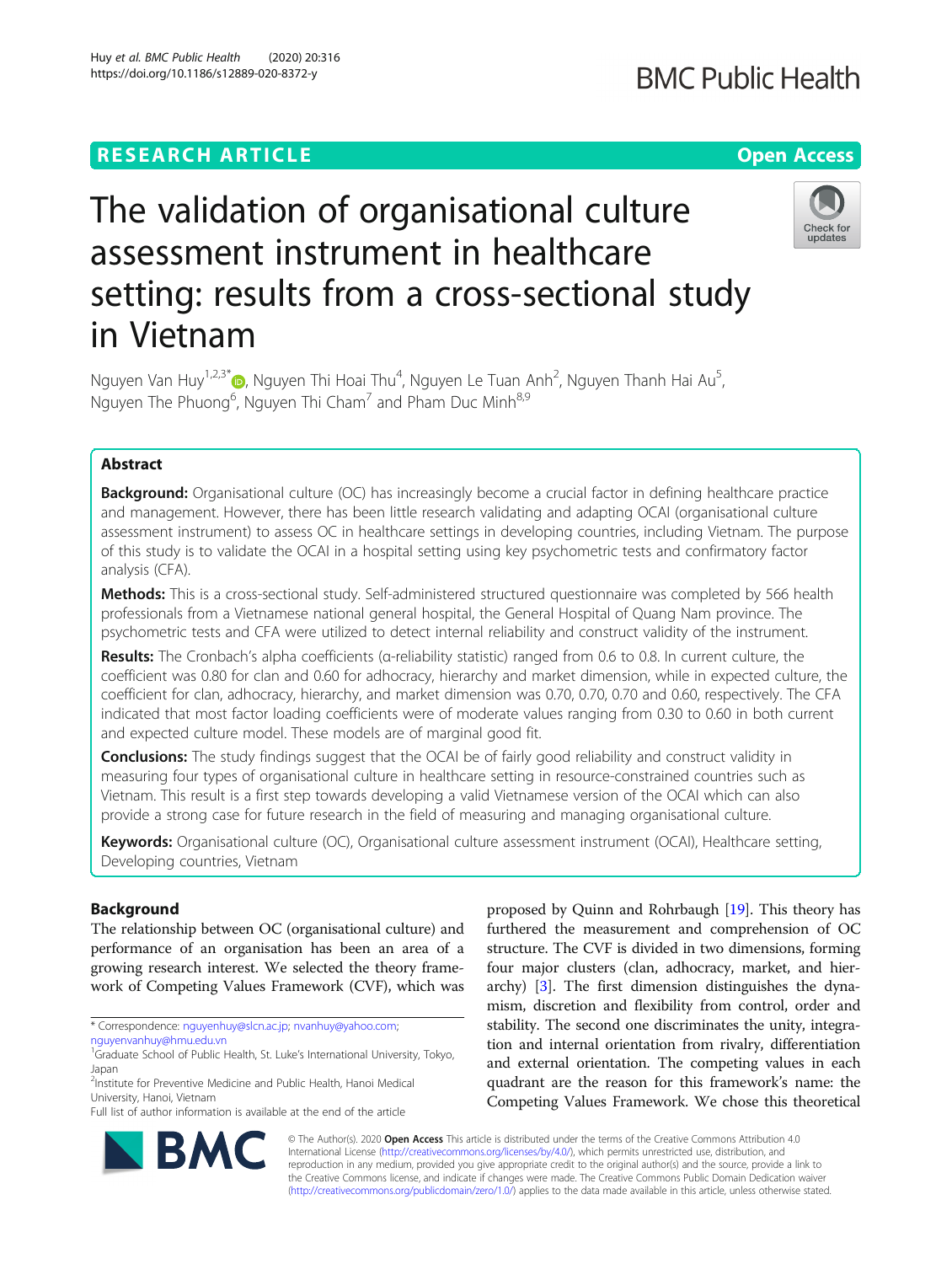RESEARCH ARTICLE

Open Access

# The validation of organisational culture assessment instrument in healthcare setting: results from a cross-sectional study in Vietnam

Nguyen Van Huy[1,2,3*], Nguyen Thi Hoai Thu[4], Nguyen Le Tuan Anh[2], Nguyen Thanh Hai Au[5], Nguyen The Phuong[6], Nguyen Thi Cham[7] and Pham Duc Minh[8,9]

## Abstract

**Background:** Organisational culture (OC) has increasingly become a crucial factor in defining healthcare practice and management. However, there has been little research validating and adapting OCAI (organisational culture assessment instrument) to assess OC in healthcare settings in developing countries, including Vietnam. The purpose of this study is to validate the OCAI in a hospital setting using key psychometric tests and confirmatory factor analysis (CFA).

**Methods:** This is a cross-sectional study. Self-administered structured questionnaire was completed by 566 health professionals from a Vietnamese national general hospital, the General Hospital of Quang Nam province. The psychometric tests and CFA were utilized to detect internal reliability and construct validity of the instrument.

**Results:** The Cronbach's alpha coefficients (α-reliability statistic) ranged from 0.6 to 0.8. In current culture, the coefficient was 0.80 for clan and 0.60 for adhocracy, hierarchy and market dimension, while in expected culture, the coefficient for clan, adhocracy, hierarchy, and market dimension was 0.70, 0.70, 0.70 and 0.60, respectively. The CFA indicated that most factor loading coefficients were of moderate values ranging from 0.30 to 0.60 in both current and expected culture model. These models are of marginal good fit.

**Conclusions:** The study findings suggest that the OCAI be of fairly good reliability and construct validity in measuring four types of organisational culture in healthcare setting in resource-constrained countries such as Vietnam. This result is a first step towards developing a valid Vietnamese version of the OCAI which can also provide a strong case for future research in the field of measuring and managing organisational culture.

**Keywords:** Organisational culture (OC), Organisational culture assessment instrument (OCAI), Healthcare setting, Developing countries, Vietnam

## Background

The relationship between OC (organisational culture) and performance of an organisation has been an area of a growing research interest. We selected the theory framework of Competing Values Framework (CVF), which was proposed by Quinn and Rohrbaugh [19]. This theory has furthered the measurement and comprehension of OC structure. The CVF is divided in two dimensions, forming four major clusters (clan, adhocracy, market, and hierarchy) [3]. The first dimension distinguishes the dynamism, discretion and flexibility from control, order and stability. The second one discriminates the unity, integration and internal orientation from rivalry, differentiation and external orientation. The competing values in each quadrant are the reason for this framework's name: the Competing Values Framework. We chose this theoretical

\* Correspondence: nguyenhuy@slcn.ac.jp; nvanhuy@yahoo.com; nguyenvanhuy@hmu.edu.vn
[1]Graduate School of Public Health, St. Luke's International University, Tokyo, Japan
[2]Institute for Preventive Medicine and Public Health, Hanoi Medical University, Hanoi, Vietnam
Full list of author information is available at the end of the article

© The Author(s). 2020 **Open Access** This article is distributed under the terms of the Creative Commons Attribution 4.0 International License (http://creativecommons.org/licenses/by/4.0/), which permits unrestricted use, distribution, and reproduction in any medium, provided you give appropriate credit to the original author(s) and the source, provide a link to the Creative Commons license, and indicate if changes were made. The Creative Commons Public Domain Dedication waiver (http://creativecommons.org/publicdomain/zero/1.0/) applies to the data made available in this article, unless otherwise stated.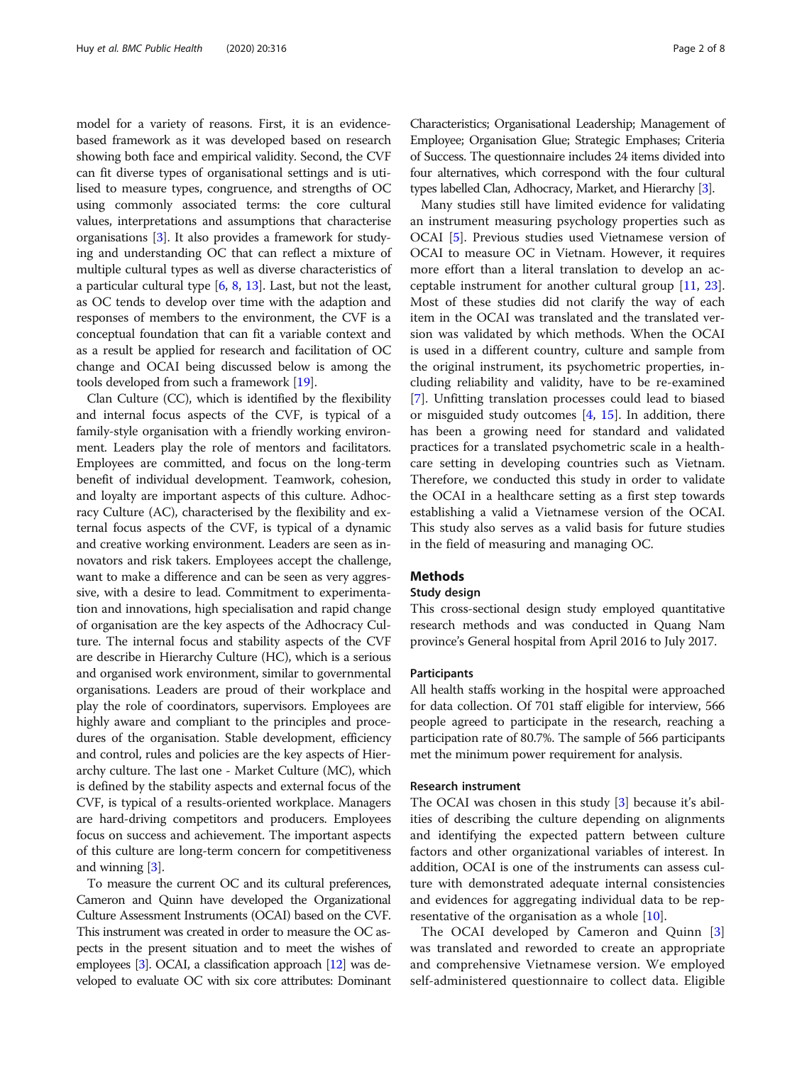model for a variety of reasons. First, it is an evidence-based framework as it was developed based on research showing both face and empirical validity. Second, the CVF can fit diverse types of organisational settings and is utilised to measure types, congruence, and strengths of OC using commonly associated terms: the core cultural values, interpretations and assumptions that characterise organisations [3]. It also provides a framework for studying and understanding OC that can reflect a mixture of multiple cultural types as well as diverse characteristics of a particular cultural type [6, 8, 13]. Last, but not the least, as OC tends to develop over time with the adaption and responses of members to the environment, the CVF is a conceptual foundation that can fit a variable context and as a result be applied for research and facilitation of OC change and OCAI being discussed below is among the tools developed from such a framework [19].

Clan Culture (CC), which is identified by the flexibility and internal focus aspects of the CVF, is typical of a family-style organisation with a friendly working environment. Leaders play the role of mentors and facilitators. Employees are committed, and focus on the long-term benefit of individual development. Teamwork, cohesion, and loyalty are important aspects of this culture. Adhocracy Culture (AC), characterised by the flexibility and external focus aspects of the CVF, is typical of a dynamic and creative working environment. Leaders are seen as innovators and risk takers. Employees accept the challenge, want to make a difference and can be seen as very aggressive, with a desire to lead. Commitment to experimentation and innovations, high specialisation and rapid change of organisation are the key aspects of the Adhocracy Culture. The internal focus and stability aspects of the CVF are describe in Hierarchy Culture (HC), which is a serious and organised work environment, similar to governmental organisations. Leaders are proud of their workplace and play the role of coordinators, supervisors. Employees are highly aware and compliant to the principles and procedures of the organisation. Stable development, efficiency and control, rules and policies are the key aspects of Hierarchy culture. The last one - Market Culture (MC), which is defined by the stability aspects and external focus of the CVF, is typical of a results-oriented workplace. Managers are hard-driving competitors and producers. Employees focus on success and achievement. The important aspects of this culture are long-term concern for competitiveness and winning [3].

To measure the current OC and its cultural preferences, Cameron and Quinn have developed the Organizational Culture Assessment Instruments (OCAI) based on the CVF. This instrument was created in order to measure the OC aspects in the present situation and to meet the wishes of employees [3]. OCAI, a classification approach [12] was developed to evaluate OC with six core attributes: Dominant Characteristics; Organisational Leadership; Management of Employee; Organisation Glue; Strategic Emphases; Criteria of Success. The questionnaire includes 24 items divided into four alternatives, which correspond with the four cultural types labelled Clan, Adhocracy, Market, and Hierarchy [3].

Many studies still have limited evidence for validating an instrument measuring psychology properties such as OCAI [5]. Previous studies used Vietnamese version of OCAI to measure OC in Vietnam. However, it requires more effort than a literal translation to develop an acceptable instrument for another cultural group [11, 23]. Most of these studies did not clarify the way of each item in the OCAI was translated and the translated version was validated by which methods. When the OCAI is used in a different country, culture and sample from the original instrument, its psychometric properties, including reliability and validity, have to be re-examined [7]. Unfitting translation processes could lead to biased or misguided study outcomes [4, 15]. In addition, there has been a growing need for standard and validated practices for a translated psychometric scale in a healthcare setting in developing countries such as Vietnam. Therefore, we conducted this study in order to validate the OCAI in a healthcare setting as a first step towards establishing a valid a Vietnamese version of the OCAI. This study also serves as a valid basis for future studies in the field of measuring and managing OC.

## Methods

### Study design

This cross-sectional design study employed quantitative research methods and was conducted in Quang Nam province's General hospital from April 2016 to July 2017.

### Participants

All health staffs working in the hospital were approached for data collection. Of 701 staff eligible for interview, 566 people agreed to participate in the research, reaching a participation rate of 80.7%. The sample of 566 participants met the minimum power requirement for analysis.

### Research instrument

The OCAI was chosen in this study [3] because it's abilities of describing the culture depending on alignments and identifying the expected pattern between culture factors and other organizational variables of interest. In addition, OCAI is one of the instruments can assess culture with demonstrated adequate internal consistencies and evidences for aggregating individual data to be representative of the organisation as a whole [10].

The OCAI developed by Cameron and Quinn [3] was translated and reworded to create an appropriate and comprehensive Vietnamese version. We employed self-administered questionnaire to collect data. Eligible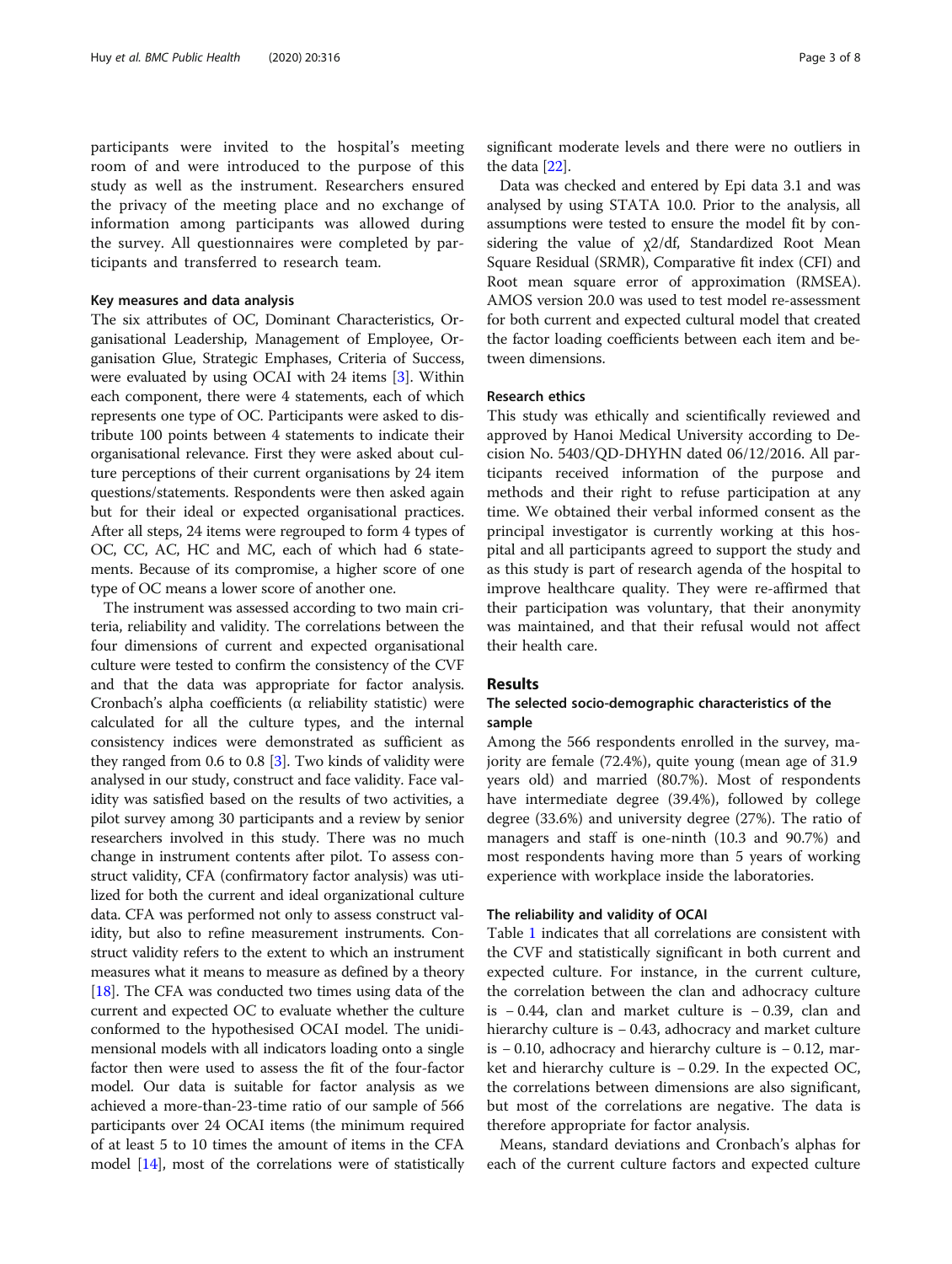participants were invited to the hospital's meeting room of and were introduced to the purpose of this study as well as the instrument. Researchers ensured the privacy of the meeting place and no exchange of information among participants was allowed during the survey. All questionnaires were completed by participants and transferred to research team.

### Key measures and data analysis

The six attributes of OC, Dominant Characteristics, Organisational Leadership, Management of Employee, Organisation Glue, Strategic Emphases, Criteria of Success, were evaluated by using OCAI with 24 items [3]. Within each component, there were 4 statements, each of which represents one type of OC. Participants were asked to distribute 100 points between 4 statements to indicate their organisational relevance. First they were asked about culture perceptions of their current organisations by 24 item questions/statements. Respondents were then asked again but for their ideal or expected organisational practices. After all steps, 24 items were regrouped to form 4 types of OC, CC, AC, HC and MC, each of which had 6 statements. Because of its compromise, a higher score of one type of OC means a lower score of another one.

The instrument was assessed according to two main criteria, reliability and validity. The correlations between the four dimensions of current and expected organisational culture were tested to confirm the consistency of the CVF and that the data was appropriate for factor analysis. Cronbach's alpha coefficients (α reliability statistic) were calculated for all the culture types, and the internal consistency indices were demonstrated as sufficient as they ranged from 0.6 to 0.8 [3]. Two kinds of validity were analysed in our study, construct and face validity. Face validity was satisfied based on the results of two activities, a pilot survey among 30 participants and a review by senior researchers involved in this study. There was no much change in instrument contents after pilot. To assess construct validity, CFA (confirmatory factor analysis) was utilized for both the current and ideal organizational culture data. CFA was performed not only to assess construct validity, but also to refine measurement instruments. Construct validity refers to the extent to which an instrument measures what it means to measure as defined by a theory [18]. The CFA was conducted two times using data of the current and expected OC to evaluate whether the culture conformed to the hypothesised OCAI model. The unidimensional models with all indicators loading onto a single factor then were used to assess the fit of the four-factor model. Our data is suitable for factor analysis as we achieved a more-than-23-time ratio of our sample of 566 participants over 24 OCAI items (the minimum required of at least 5 to 10 times the amount of items in the CFA model [14], most of the correlations were of statistically significant moderate levels and there were no outliers in the data [22].

Data was checked and entered by Epi data 3.1 and was analysed by using STATA 10.0. Prior to the analysis, all assumptions were tested to ensure the model fit by considering the value of $\chi 2/df$, Standardized Root Mean Square Residual (SRMR), Comparative fit index (CFI) and Root mean square error of approximation (RMSEA). AMOS version 20.0 was used to test model re-assessment for both current and expected cultural model that created the factor loading coefficients between each item and between dimensions.

### Research ethics

This study was ethically and scientifically reviewed and approved by Hanoi Medical University according to Decision No. 5403/QD-DHYHN dated 06/12/2016. All participants received information of the purpose and methods and their right to refuse participation at any time. We obtained their verbal informed consent as the principal investigator is currently working at this hospital and all participants agreed to support the study and as this study is part of research agenda of the hospital to improve healthcare quality. They were re-affirmed that their participation was voluntary, that their anonymity was maintained, and that their refusal would not affect their health care.

## Results

### The selected socio-demographic characteristics of the sample

Among the 566 respondents enrolled in the survey, majority are female (72.4%), quite young (mean age of 31.9 years old) and married (80.7%). Most of respondents have intermediate degree (39.4%), followed by college degree (33.6%) and university degree (27%). The ratio of managers and staff is one-ninth (10.3 and 90.7%) and most respondents having more than 5 years of working experience with workplace inside the laboratories.

### The reliability and validity of OCAI

Table 1 indicates that all correlations are consistent with the CVF and statistically significant in both current and expected culture. For instance, in the current culture, the correlation between the clan and adhocracy culture is − 0.44, clan and market culture is − 0.39, clan and hierarchy culture is − 0.43, adhocracy and market culture is − 0.10, adhocracy and hierarchy culture is − 0.12, market and hierarchy culture is − 0.29. In the expected OC, the correlations between dimensions are also significant, but most of the correlations are negative. The data is therefore appropriate for factor analysis.

Means, standard deviations and Cronbach's alphas for each of the current culture factors and expected culture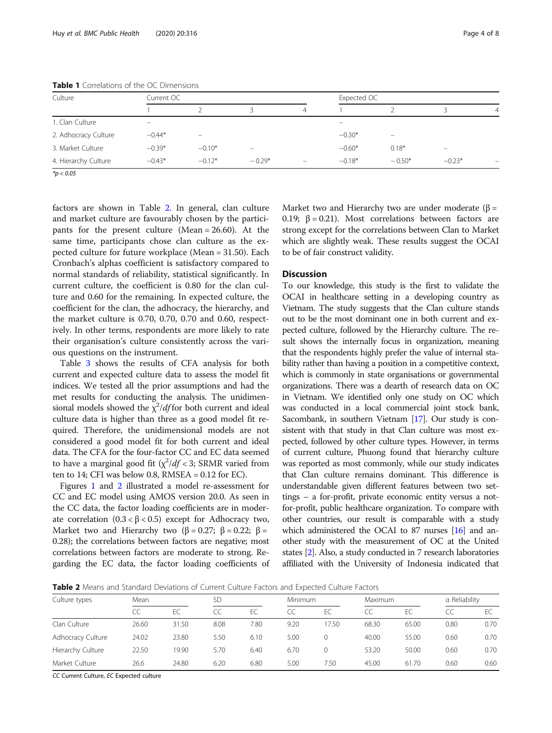**Table 1** Correlations of the OC Dimensions

| Culture | Current OC | | | | Expected OC | | | |
|---|---|---|---|---|---|---|---|---|
| | 1 | 2 | 3 | 4 | 1 | 2 | 3 | 4 |
| 1. Clan Culture | – | | | | – | | | |
| 2. Adhocracy Culture | −0.44* | – | | | −0.30* | – | | |
| 3. Market Culture | −0.39* | −0.10* | – | | −0.60* | 0.18* | – | |
| 4. Hierarchy Culture | −0.43* | −0.12* | − 0.29* | – | −0.18* | − 0.50* | −0.23* | – |

*$p < 0.05$

factors are shown in Table 2. In general, clan culture and market culture are favourably chosen by the participants for the present culture (Mean = 26.60). At the same time, participants chose clan culture as the expected culture for future workplace (Mean = 31.50). Each Cronbach's alphas coefficient is satisfactory compared to normal standards of reliability, statistical significantly. In current culture, the coefficient is 0.80 for the clan culture and 0.60 for the remaining. In expected culture, the coefficient for the clan, the adhocracy, the hierarchy, and the market culture is 0.70, 0.70, 0.70 and 0.60, respectively. In other terms, respondents are more likely to rate their organisation's culture consistently across the various questions on the instrument.

Table 3 shows the results of CFA analysis for both current and expected culture data to assess the model fit indices. We tested all the prior assumptions and had the met results for conducting the analysis. The unidimensional models showed the $\chi^2/df$ for both current and ideal culture data is higher than three as a good model fit required. Therefore, the unidimensional models are not considered a good model fit for both current and ideal data. The CFA for the four-factor CC and EC data seemed to have a marginal good fit ($\chi^2/df < 3$; SRMR varied from ten to 14; CFI was below 0.8, RMSEA = 0.12 for EC).

Figures 1 and 2 illustrated a model re-assessment for CC and EC model using AMOS version 20.0. As seen in the CC data, the factor loading coefficients are in moderate correlation ($0.3 < \beta < 0.5$) except for Adhocracy two, Market two and Hierarchy two ($\beta = 0.27$; $\beta = 0.22$; $\beta = 0.28$); the correlations between factors are negative; most correlations between factors are moderate to strong. Regarding the EC data, the factor loading coefficients of Market two and Hierarchy two are under moderate ($\beta = 0.19$; $\beta = 0.21$). Most correlations between factors are strong except for the correlations between Clan to Market which are slightly weak. These results suggest the OCAI to be of fair construct validity.

## Discussion

To our knowledge, this study is the first to validate the OCAI in healthcare setting in a developing country as Vietnam. The study suggests that the Clan culture stands out to be the most dominant one in both current and expected culture, followed by the Hierarchy culture. The result shows the internally focus in organization, meaning that the respondents highly prefer the value of internal stability rather than having a position in a competitive context, which is commonly in state organisations or governmental organizations. There was a dearth of research data on OC in Vietnam. We identified only one study on OC which was conducted in a local commercial joint stock bank, Sacombank, in southern Vietnam [17]. Our study is consistent with that study in that Clan culture was most expected, followed by other culture types. However, in terms of current culture, Phuong found that hierarchy culture was reported as most commonly, while our study indicates that Clan culture remains dominant. This difference is understandable given different features between two settings – a for-profit, private economic entity versus a not-for-profit, public healthcare organization. To compare with other countries, our result is comparable with a study which administered the OCAI to 87 nurses [16] and another study with the measurement of OC at the United states [2]. Also, a study conducted in 7 research laboratories affiliated with the University of Indonesia indicated that

**Table 2** Means and Standard Deviations of Current Culture Factors and Expected Culture Factors

| Culture types | Mean | | SD | | Minimum | | Maximum | | α Reliability | |
|---|---|---|---|---|---|---|---|---|---|---|
| | CC | EC | CC | EC | CC | EC | CC | EC | CC | EC |
| Clan Culture | 26.60 | 31.50 | 8.08 | 7.80 | 9.20 | 17.50 | 68.30 | 65.00 | 0.80 | 0.70 |
| Adhocracy Culture | 24.02 | 23.80 | 5.50 | 6.10 | 5.00 | 0 | 40.00 | 55.00 | 0.60 | 0.70 |
| Hierarchy Culture | 22.50 | 19.90 | 5.70 | 6.40 | 6.70 | 0 | 53.20 | 50.00 | 0.60 | 0.70 |
| Market Culture | 26.6 | 24.80 | 6.20 | 6.80 | 5.00 | 7.50 | 45.00 | 61.70 | 0.60 | 0.60 |

*CC* Current Culture, *EC* Expected culture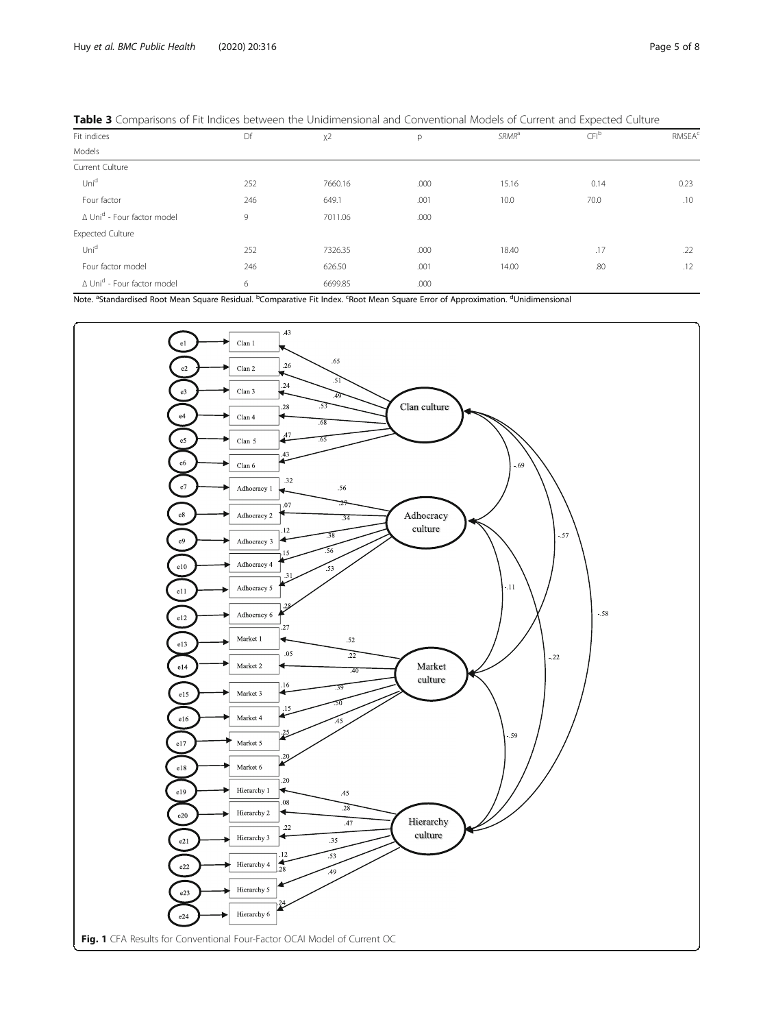**Table 3** Comparisons of Fit Indices between the Unidimensional and Conventional Models of Current and Expected Culture

| Fit indices<br>Models | Df | χ2 | p | SRMR[a] | CFI[b] | RMSEA[c] |
|---|---|---|---|---|---|---|
| Current Culture | | | | | | |
| Uni[d] | 252 | 7660.16 | .000 | 15.16 | 0.14 | 0.23 |
| Four factor | 246 | 649.1 | .001 | 10.0 | 70.0 | .10 |
| Δ Uni[d] - Four factor model | 9 | 7011.06 | .000 | | | |
| Expected Culture | | | | | | |
| Uni[d] | 252 | 7326.35 | .000 | 18.40 | .17 | .22 |
| Four factor model | 246 | 626.50 | .001 | 14.00 | .80 | .12 |
| Δ Uni[d] - Four factor model | 6 | 6699.85 | .000 | | | |

Note. [a]Standardised Root Mean Square Residual. [b]Comparative Fit Index. [c]Root Mean Square Error of Approximation. [d]Unidimensional

**Fig. 1** CFA Results for Conventional Four-Factor OCAI Model of Current OC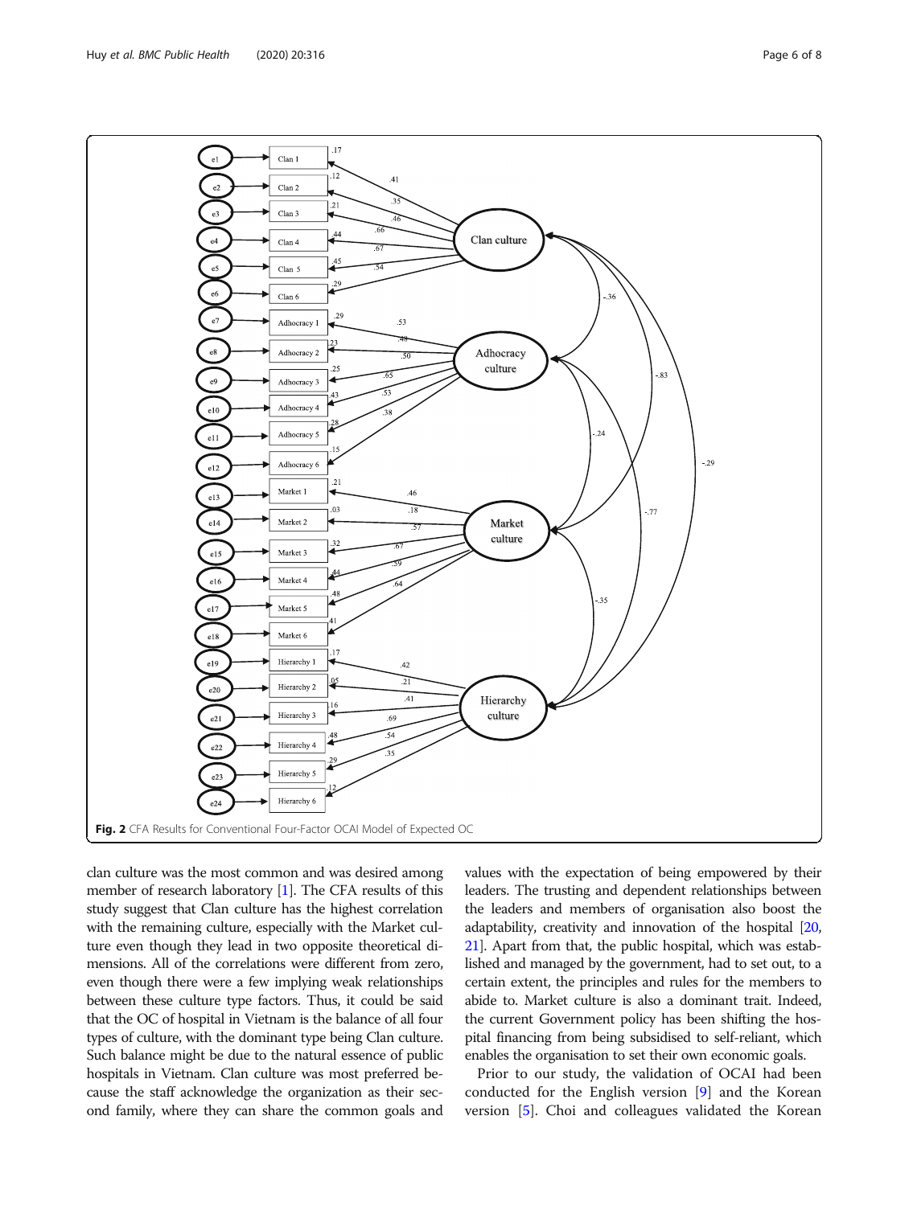Fig. 2 CFA Results for Conventional Four-Factor OCAI Model of Expected OC

clan culture was the most common and was desired among member of research laboratory [1]. The CFA results of this study suggest that Clan culture has the highest correlation with the remaining culture, especially with the Market culture even though they lead in two opposite theoretical dimensions. All of the correlations were different from zero, even though there were a few implying weak relationships between these culture type factors. Thus, it could be said that the OC of hospital in Vietnam is the balance of all four types of culture, with the dominant type being Clan culture. Such balance might be due to the natural essence of public hospitals in Vietnam. Clan culture was most preferred because the staff acknowledge the organization as their second family, where they can share the common goals and values with the expectation of being empowered by their leaders. The trusting and dependent relationships between the leaders and members of organisation also boost the adaptability, creativity and innovation of the hospital [20, 21]. Apart from that, the public hospital, which was established and managed by the government, had to set out, to a certain extent, the principles and rules for the members to abide to. Market culture is also a dominant trait. Indeed, the current Government policy has been shifting the hospital financing from being subsidised to self-reliant, which enables the organisation to set their own economic goals.

Prior to our study, the validation of OCAI had been conducted for the English version [9] and the Korean version [5]. Choi and colleagues validated the Korean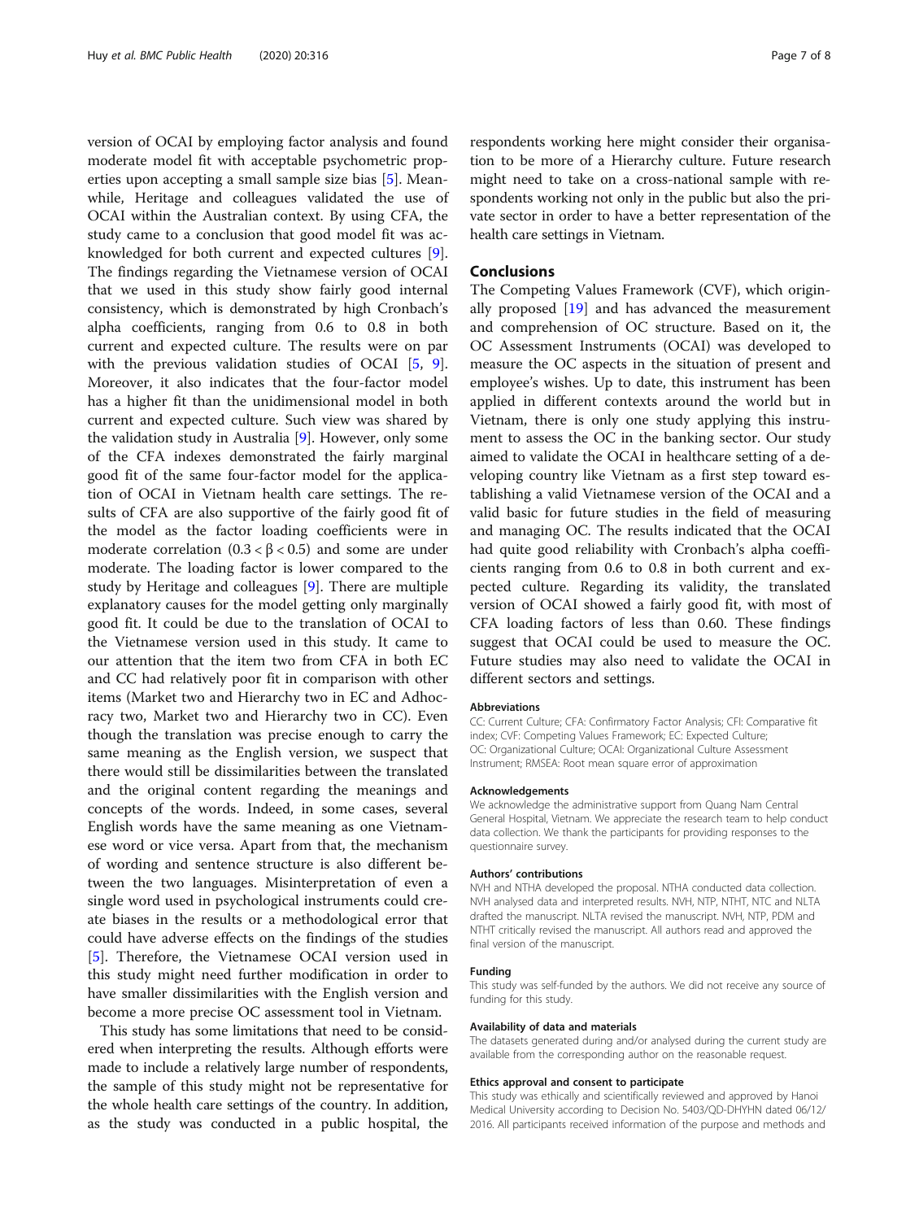version of OCAI by employing factor analysis and found moderate model fit with acceptable psychometric properties upon accepting a small sample size bias [5]. Meanwhile, Heritage and colleagues validated the use of OCAI within the Australian context. By using CFA, the study came to a conclusion that good model fit was acknowledged for both current and expected cultures [9]. The findings regarding the Vietnamese version of OCAI that we used in this study show fairly good internal consistency, which is demonstrated by high Cronbach's alpha coefficients, ranging from 0.6 to 0.8 in both current and expected culture. The results were on par with the previous validation studies of OCAI [5, 9]. Moreover, it also indicates that the four-factor model has a higher fit than the unidimensional model in both current and expected culture. Such view was shared by the validation study in Australia [9]. However, only some of the CFA indexes demonstrated the fairly marginal good fit of the same four-factor model for the application of OCAI in Vietnam health care settings. The results of CFA are also supportive of the fairly good fit of the model as the factor loading coefficients were in moderate correlation ($0.3 < \beta < 0.5$) and some are under moderate. The loading factor is lower compared to the study by Heritage and colleagues [9]. There are multiple explanatory causes for the model getting only marginally good fit. It could be due to the translation of OCAI to the Vietnamese version used in this study. It came to our attention that the item two from CFA in both EC and CC had relatively poor fit in comparison with other items (Market two and Hierarchy two in EC and Adhocracy two, Market two and Hierarchy two in CC). Even though the translation was precise enough to carry the same meaning as the English version, we suspect that there would still be dissimilarities between the translated and the original content regarding the meanings and concepts of the words. Indeed, in some cases, several English words have the same meaning as one Vietnamese word or vice versa. Apart from that, the mechanism of wording and sentence structure is also different between the two languages. Misinterpretation of even a single word used in psychological instruments could create biases in the results or a methodological error that could have adverse effects on the findings of the studies [5]. Therefore, the Vietnamese OCAI version used in this study might need further modification in order to have smaller dissimilarities with the English version and become a more precise OC assessment tool in Vietnam.

This study has some limitations that need to be considered when interpreting the results. Although efforts were made to include a relatively large number of respondents, the sample of this study might not be representative for the whole health care settings of the country. In addition, as the study was conducted in a public hospital, the respondents working here might consider their organisation to be more of a Hierarchy culture. Future research might need to take on a cross-national sample with respondents working not only in the public but also the private sector in order to have a better representation of the health care settings in Vietnam.

## Conclusions

The Competing Values Framework (CVF), which originally proposed [19] and has advanced the measurement and comprehension of OC structure. Based on it, the OC Assessment Instruments (OCAI) was developed to measure the OC aspects in the situation of present and employee's wishes. Up to date, this instrument has been applied in different contexts around the world but in Vietnam, there is only one study applying this instrument to assess the OC in the banking sector. Our study aimed to validate the OCAI in healthcare setting of a developing country like Vietnam as a first step toward establishing a valid Vietnamese version of the OCAI and a valid basic for future studies in the field of measuring and managing OC. The results indicated that the OCAI had quite good reliability with Cronbach's alpha coefficients ranging from 0.6 to 0.8 in both current and expected culture. Regarding its validity, the translated version of OCAI showed a fairly good fit, with most of CFA loading factors of less than 0.60. These findings suggest that OCAI could be used to measure the OC. Future studies may also need to validate the OCAI in different sectors and settings.

### Abbreviations

CC: Current Culture; CFA: Confirmatory Factor Analysis; CFI: Comparative fit index; CVF: Competing Values Framework; EC: Expected Culture; OC: Organizational Culture; OCAI: Organizational Culture Assessment Instrument; RMSEA: Root mean square error of approximation

### Acknowledgements

We acknowledge the administrative support from Quang Nam Central General Hospital, Vietnam. We appreciate the research team to help conduct data collection. We thank the participants for providing responses to the questionnaire survey.

### Authors' contributions

NVH and NTHA developed the proposal. NTHA conducted data collection. NVH analysed data and interpreted results. NVH, NTP, NTHT, NTC and NLTA drafted the manuscript. NLTA revised the manuscript. NVH, NTP, PDM and NTHT critically revised the manuscript. All authors read and approved the final version of the manuscript.

### Funding

This study was self-funded by the authors. We did not receive any source of funding for this study.

### Availability of data and materials

The datasets generated during and/or analysed during the current study are available from the corresponding author on the reasonable request.

### Ethics approval and consent to participate

This study was ethically and scientifically reviewed and approved by Hanoi Medical University according to Decision No. 5403/QD-DHYHN dated 06/12/2016. All participants received information of the purpose and methods and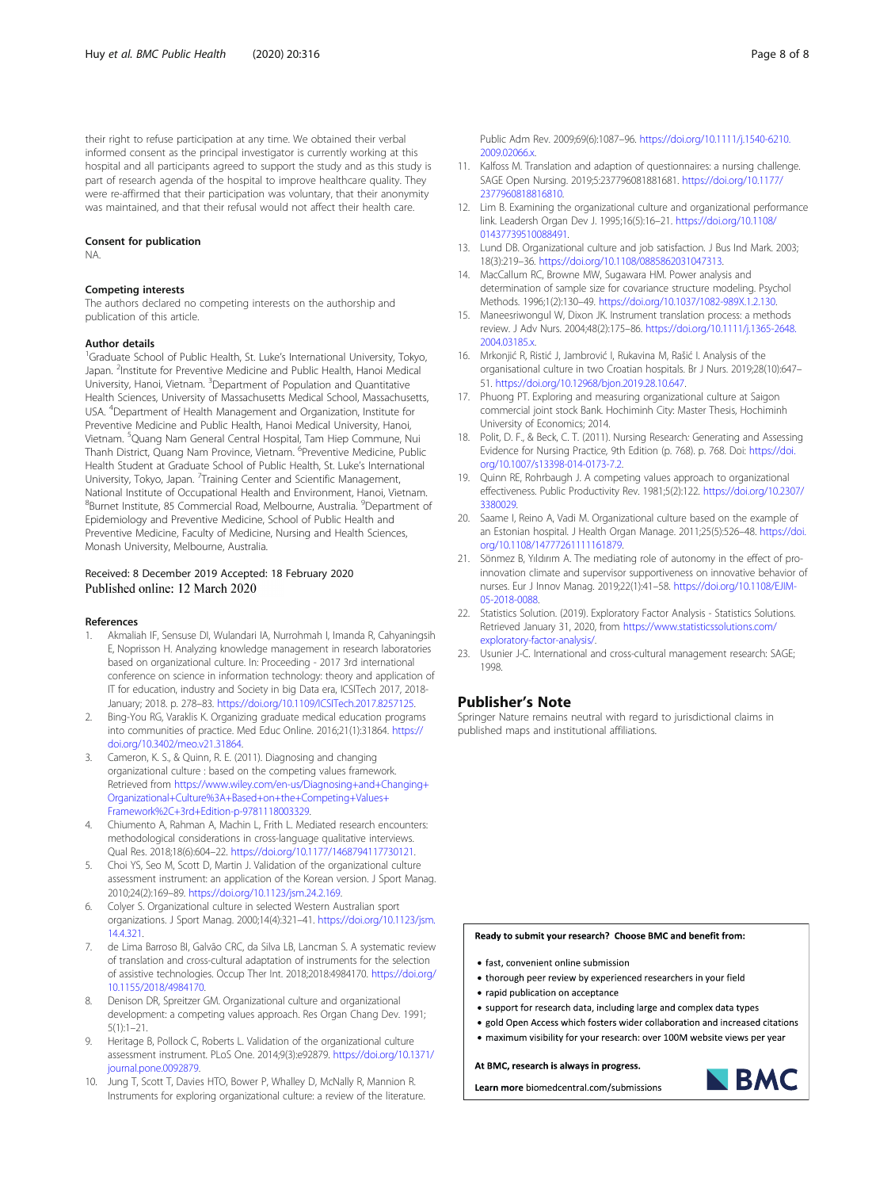their right to refuse participation at any time. We obtained their verbal informed consent as the principal investigator is currently working at this hospital and all participants agreed to support the study and as this study is part of research agenda of the hospital to improve healthcare quality. They were re-affirmed that their participation was voluntary, that their anonymity was maintained, and that their refusal would not affect their health care.

### Consent for publication

NA.

### Competing interests

The authors declared no competing interests on the authorship and publication of this article.

### Author details

[1]Graduate School of Public Health, St. Luke's International University, Tokyo, Japan. [2]Institute for Preventive Medicine and Public Health, Hanoi Medical University, Hanoi, Vietnam. [3]Department of Population and Quantitative Health Sciences, University of Massachusetts Medical School, Massachusetts, USA. [4]Department of Health Management and Organization, Institute for Preventive Medicine and Public Health, Hanoi Medical University, Hanoi, Vietnam. [5]Quang Nam General Central Hospital, Tam Hiep Commune, Nui Thanh District, Quang Nam Province, Vietnam. [6]Preventive Medicine, Public Health Student at Graduate School of Public Health, St. Luke's International University, Tokyo, Japan. [7]Training Center and Scientific Management, National Institute of Occupational Health and Environment, Hanoi, Vietnam. [8]Burnet Institute, 85 Commercial Road, Melbourne, Australia. [9]Department of Epidemiology and Preventive Medicine, School of Public Health and Preventive Medicine, Faculty of Medicine, Nursing and Health Sciences, Monash University, Melbourne, Australia.

Received: 8 December 2019 Accepted: 18 February 2020
Published online: 12 March 2020

### References

1. Akmaliah IF, Sensuse DI, Wulandari IA, Nurrohmah I, Imanda R, Cahyaningsih E, Noprisson H. Analyzing knowledge management in research laboratories based on organizational culture. In: Proceeding - 2017 3rd international conference on science in information technology: theory and application of IT for education, industry and Society in big Data era, ICSITech 2017, 2018-January; 2018. p. 278–83. https://doi.org/10.1109/ICSITech.2017.8257125.
2. Bing-You RG, Varaklis K. Organizing graduate medical education programs into communities of practice. Med Educ Online. 2016;21(1):31864. https://doi.org/10.3402/meo.v21.31864.
3. Cameron, K. S., & Quinn, R. E. (2011). Diagnosing and changing organizational culture : based on the competing values framework. Retrieved from https://www.wiley.com/en-us/Diagnosing+and+Changing+Organizational+Culture%3A+Based+on+the+Competing+Values+Framework%2C+3rd+Edition-p-9781118003329.
4. Chiumento A, Rahman A, Machin L, Frith L. Mediated research encounters: methodological considerations in cross-language qualitative interviews. Qual Res. 2018;18(6):604–22. https://doi.org/10.1177/1468794117730121.
5. Choi YS, Seo M, Scott D, Martin J. Validation of the organizational culture assessment instrument: an application of the Korean version. J Sport Manag. 2010;24(2):169–89. https://doi.org/10.1123/jsm.24.2.169.
6. Colyer S. Organizational culture in selected Western Australian sport organizations. J Sport Manag. 2000;14(4):321–41. https://doi.org/10.1123/jsm.14.4.321.
7. de Lima Barroso BI, Galvão CRC, da Silva LB, Lancman S. A systematic review of translation and cross-cultural adaptation of instruments for the selection of assistive technologies. Occup Ther Int. 2018;2018:4984170. https://doi.org/10.1155/2018/4984170.
8. Denison DR, Spreitzer GM. Organizational culture and organizational development: a competing values approach. Res Organ Chang Dev. 1991;5(1):1–21.
9. Heritage B, Pollock C, Roberts L. Validation of the organizational culture assessment instrument. PLoS One. 2014;9(3):e92879. https://doi.org/10.1371/journal.pone.0092879.
10. Jung T, Scott T, Davies HTO, Bower P, Whalley D, McNally R, Mannion R. Instruments for exploring organizational culture: a review of the literature. Public Adm Rev. 2009;69(6):1087–96. https://doi.org/10.1111/j.1540-6210.2009.02066.x.
11. Kalfoss M. Translation and adaption of questionnaires: a nursing challenge. SAGE Open Nursing. 2019;5:2377960818816810. https://doi.org/10.1177/2377960818816810.
12. Lim B. Examining the organizational culture and organizational performance link. Leadersh Organ Dev J. 1995;16(5):16–21. https://doi.org/10.1108/01437739510088491.
13. Lund DB. Organizational culture and job satisfaction. J Bus Ind Mark. 2003;18(3):219–36. https://doi.org/10.1108/0885862031047313.
14. MacCallum RC, Browne MW, Sugawara HM. Power analysis and determination of sample size for covariance structure modeling. Psychol Methods. 1996;1(2):130–49. https://doi.org/10.1037/1082-989X.1.2.130.
15. Maneesriwongul W, Dixon JK. Instrument translation process: a methods review. J Adv Nurs. 2004;48(2):175–86. https://doi.org/10.1111/j.1365-2648.2004.03185.x.
16. Mrkonjić R, Ristić J, Jambrović I, Rukavina M, Rašić I. Analysis of the organisational culture in two Croatian hospitals. Br J Nurs. 2019;28(10):647–51. https://doi.org/10.12968/bjon.2019.28.10.647.
17. Phuong PT. Exploring and measuring organizational culture at Saigon commercial joint stock Bank. Hochiminh City: Master Thesis, Hochiminh University of Economics; 2014.
18. Polit, D. F., & Beck, C. T. (2011). Nursing Research: Generating and Assessing Evidence for Nursing Practice, 9th Edition (p. 768). p. 768. Doi: https://doi.org/10.1007/s13398-014-0173-7.2.
19. Quinn RE, Rohrbaugh J. A competing values approach to organizational effectiveness. Public Productivity Rev. 1981;5(2):122. https://doi.org/10.2307/3380029.
20. Saame I, Reino A, Vadi M. Organizational culture based on the example of an Estonian hospital. J Health Organ Manage. 2011;25(5):526–48. https://doi.org/10.1108/14777261111161879.
21. Sönmez B, Yıldırım A. The mediating role of autonomy in the effect of pro-innovation climate and supervisor supportiveness on innovative behavior of nurses. Eur J Innov Manag. 2019;22(1):41–58. https://doi.org/10.1108/EJIM-05-2018-0088.
22. Statistics Solution. (2019). Exploratory Factor Analysis - Statistics Solutions. Retrieved January 31, 2020, from https://www.statisticssolutions.com/exploratory-factor-analysis/.
23. Usunier J-C. International and cross-cultural management research: SAGE; 1998.

## Publisher's Note

Springer Nature remains neutral with regard to jurisdictional claims in published maps and institutional affiliations.

**Ready to submit your research? Choose BMC and benefit from:**

- fast, convenient online submission
- thorough peer review by experienced researchers in your field
- rapid publication on acceptance
- support for research data, including large and complex data types
- gold Open Access which fosters wider collaboration and increased citations
- maximum visibility for your research: over 100M website views per year

**At BMC, research is always in progress.**

**Learn more** biomedcentral.com/submissions

BMC